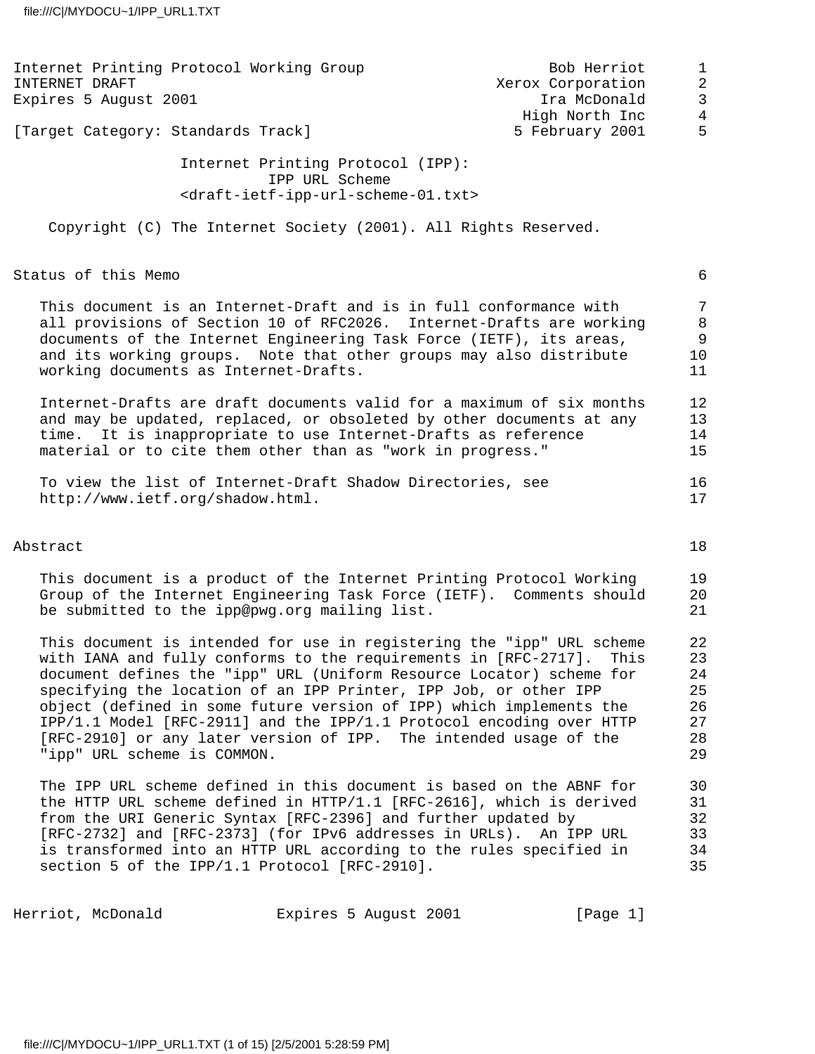Internet Printing Protocol Working Group — Bob Herriot, Xerox Corporation
INTERNET DRAFT — Ira McDonald, High North Inc
Expires 5 August 2001
[Target Category: Standards Track] — 5 February 2001

# Internet Printing Protocol (IPP): IPP URL Scheme

<draft-ietf-ipp-url-scheme-01.txt>

Copyright (C) The Internet Society (2001). All Rights Reserved.

## Status of this Memo

This document is an Internet-Draft and is in full conformance with all provisions of Section 10 of RFC2026. Internet-Drafts are working documents of the Internet Engineering Task Force (IETF), its areas, and its working groups. Note that other groups may also distribute working documents as Internet-Drafts.

Internet-Drafts are draft documents valid for a maximum of six months and may be updated, replaced, or obsoleted by other documents at any time. It is inappropriate to use Internet-Drafts as reference material or to cite them other than as "work in progress."

To view the list of Internet-Draft Shadow Directories, see http://www.ietf.org/shadow.html.

## Abstract

This document is a product of the Internet Printing Protocol Working Group of the Internet Engineering Task Force (IETF). Comments should be submitted to the ipp@pwg.org mailing list.

This document is intended for use in registering the "ipp" URL scheme with IANA and fully conforms to the requirements in [RFC-2717]. This document defines the "ipp" URL (Uniform Resource Locator) scheme for specifying the location of an IPP Printer, IPP Job, or other IPP object (defined in some future version of IPP) which implements the IPP/1.1 Model [RFC-2911] and the IPP/1.1 Protocol encoding over HTTP [RFC-2910] or any later version of IPP. The intended usage of the "ipp" URL scheme is COMMON.

The IPP URL scheme defined in this document is based on the ABNF for the HTTP URL scheme defined in HTTP/1.1 [RFC-2616], which is derived from the URI Generic Syntax [RFC-2396] and further updated by [RFC-2732] and [RFC-2373] (for IPv6 addresses in URLs). An IPP URL is transformed into an HTTP URL according to the rules specified in section 5 of the IPP/1.1 Protocol [RFC-2910].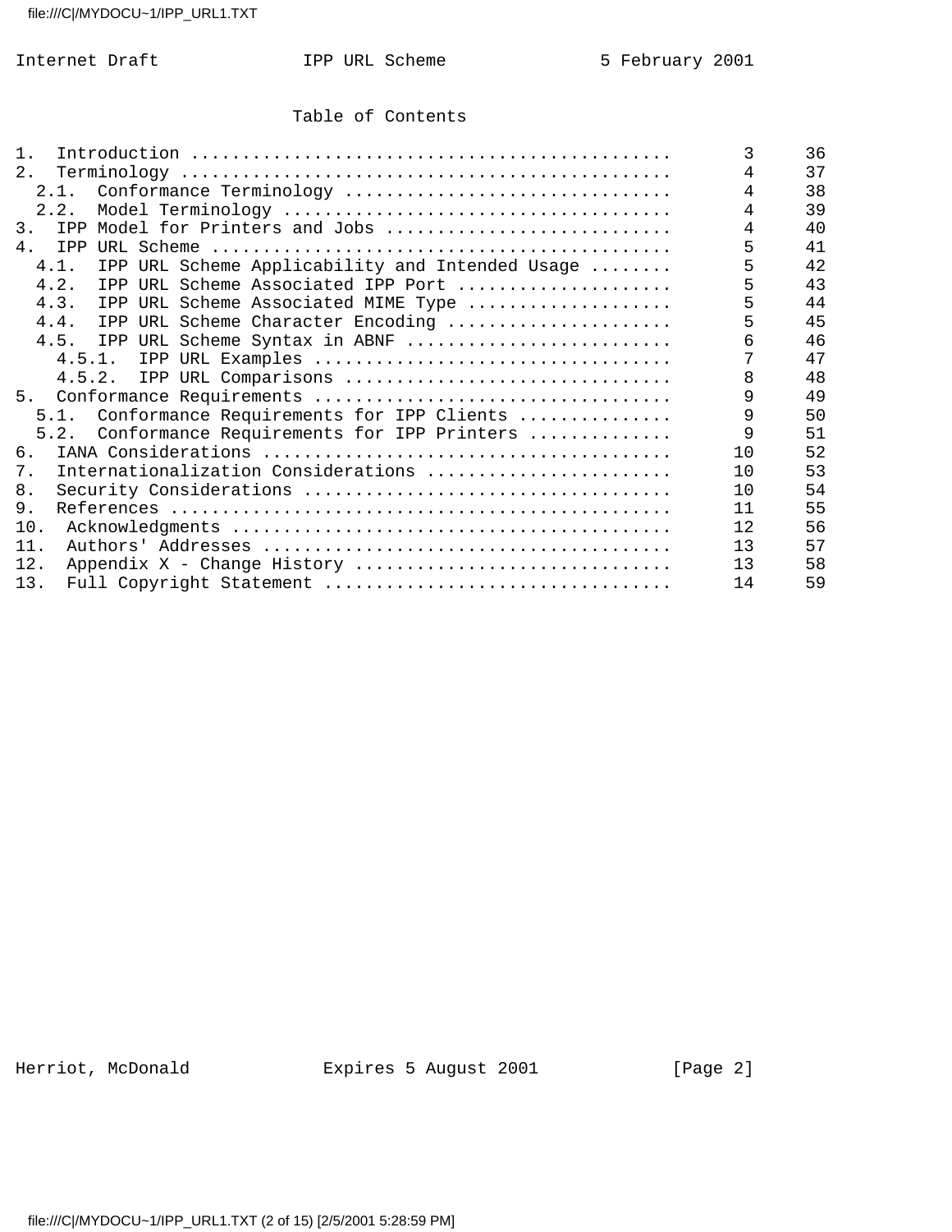## Table of Contents

```
1.  Introduction ..............................................       3     36
2.  Terminology ...............................................       4     37
  2.1.  Conformance Terminology ...............................       4     38
  2.2.  Model Terminology .....................................       4     39
3.  IPP Model for Printers and Jobs ...........................       4     40
4.  IPP URL Scheme ............................................       5     41
  4.1.  IPP URL Scheme Applicability and Intended Usage ........      5     42
  4.2.  IPP URL Scheme Associated IPP Port .....................      5     43
  4.3.  IPP URL Scheme Associated MIME Type ....................      5     44
  4.4.  IPP URL Scheme Character Encoding ......................      5     45
  4.5.  IPP URL Scheme Syntax in ABNF ..........................      6     46
    4.5.1.  IPP URL Examples ..................................       7     47
    4.5.2.  IPP URL Comparisons ...............................       8     48
5.  Conformance Requirements ..................................       9     49
  5.1.  Conformance Requirements for IPP Clients ..............       9     50
  5.2.  Conformance Requirements for IPP Printers .............       9     51
6.  IANA Considerations .......................................      10     52
7.  Internationalization Considerations .......................      10     53
8.  Security Considerations ...................................      10     54
9.  References ................................................      11     55
10.  Acknowledgments ..........................................      12     56
11.  Authors' Addresses .......................................      13     57
12.  Appendix X - Change History ..............................      13     58
13.  Full Copyright Statement .................................      14     59
```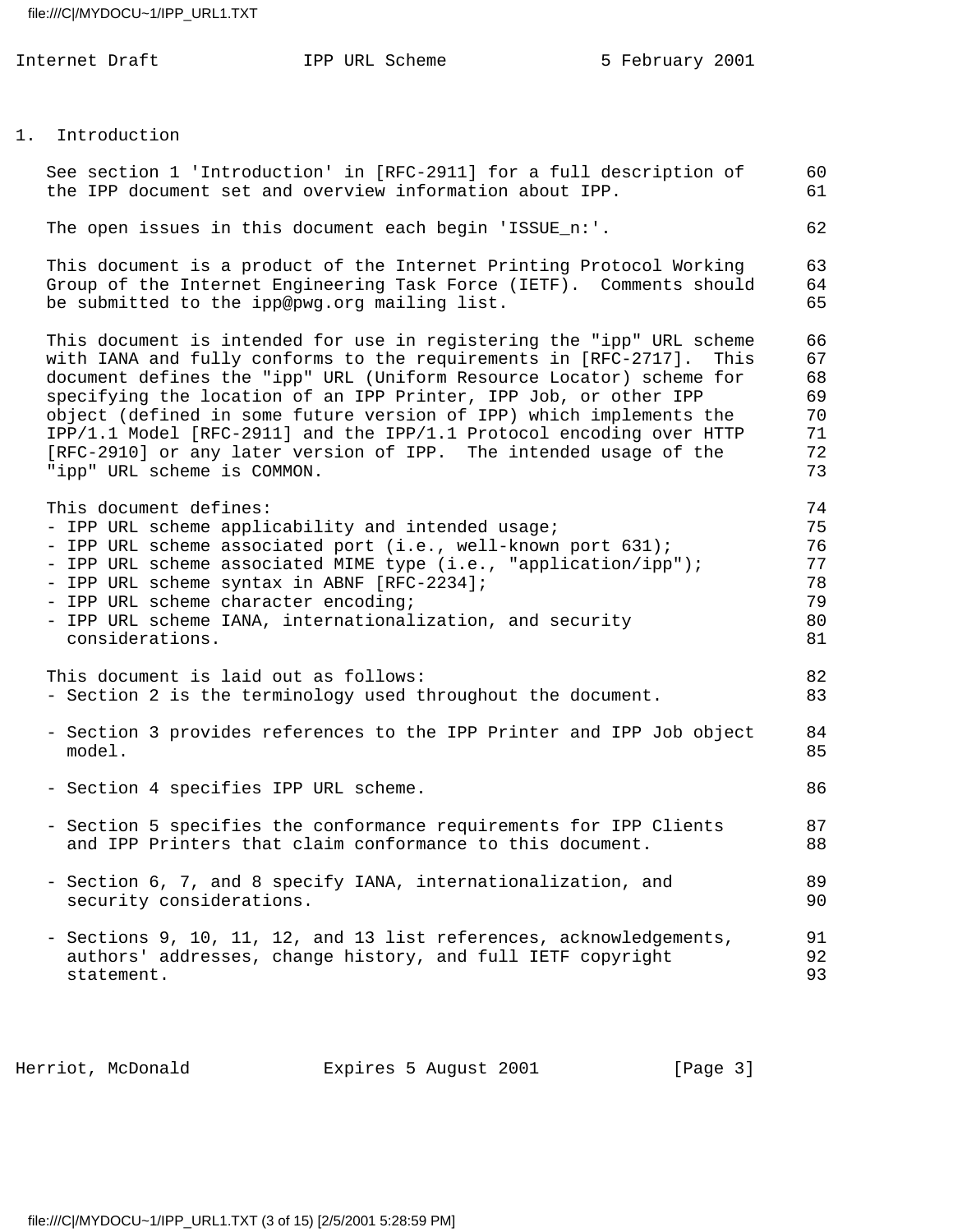# 1. Introduction

See section 1 'Introduction' in [RFC-2911] for a full description of the IPP document set and overview information about IPP.

The open issues in this document each begin 'ISSUE_n:'.

This document is a product of the Internet Printing Protocol Working Group of the Internet Engineering Task Force (IETF). Comments should be submitted to the ipp@pwg.org mailing list.

This document is intended for use in registering the "ipp" URL scheme with IANA and fully conforms to the requirements in [RFC-2717]. This document defines the "ipp" URL (Uniform Resource Locator) scheme for specifying the location of an IPP Printer, IPP Job, or other IPP object (defined in some future version of IPP) which implements the IPP/1.1 Model [RFC-2911] and the IPP/1.1 Protocol encoding over HTTP [RFC-2910] or any later version of IPP. The intended usage of the "ipp" URL scheme is COMMON.

This document defines:

- IPP URL scheme applicability and intended usage;
- IPP URL scheme associated port (i.e., well-known port 631);
- IPP URL scheme associated MIME type (i.e., "application/ipp");
- IPP URL scheme syntax in ABNF [RFC-2234];
- IPP URL scheme character encoding;
- IPP URL scheme IANA, internationalization, and security considerations.

This document is laid out as follows:

- Section 2 is the terminology used throughout the document.
- Section 3 provides references to the IPP Printer and IPP Job object model.
- Section 4 specifies IPP URL scheme.
- Section 5 specifies the conformance requirements for IPP Clients and IPP Printers that claim conformance to this document.
- Section 6, 7, and 8 specify IANA, internationalization, and security considerations.
- Sections 9, 10, 11, 12, and 13 list references, acknowledgements, authors' addresses, change history, and full IETF copyright statement.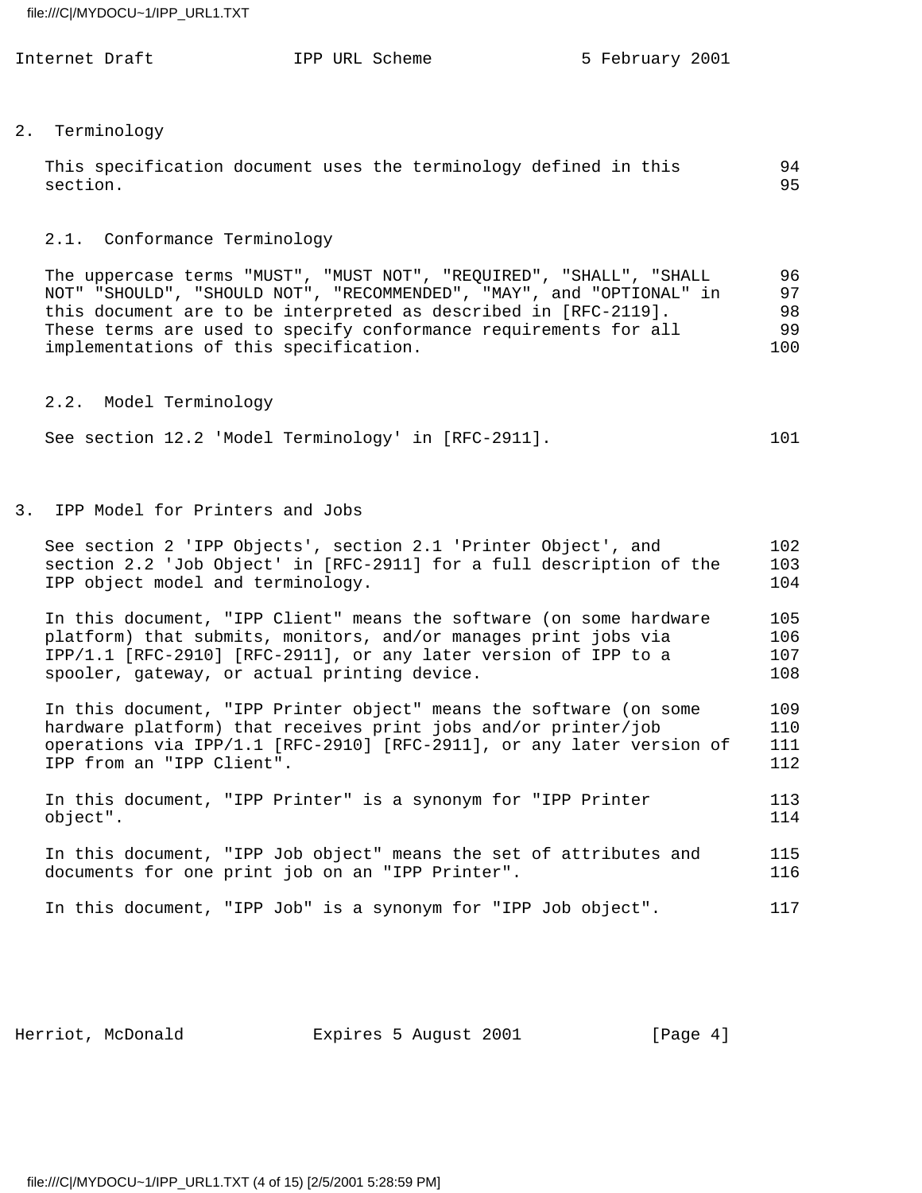## 2. Terminology

This specification document uses the terminology defined in this section.

### 2.1. Conformance Terminology

The uppercase terms "MUST", "MUST NOT", "REQUIRED", "SHALL", "SHALL NOT" "SHOULD", "SHOULD NOT", "RECOMMENDED", "MAY", and "OPTIONAL" in this document are to be interpreted as described in [RFC-2119]. These terms are used to specify conformance requirements for all implementations of this specification.

### 2.2. Model Terminology

See section 12.2 'Model Terminology' in [RFC-2911].

## 3. IPP Model for Printers and Jobs

See section 2 'IPP Objects', section 2.1 'Printer Object', and section 2.2 'Job Object' in [RFC-2911] for a full description of the IPP object model and terminology.

In this document, "IPP Client" means the software (on some hardware platform) that submits, monitors, and/or manages print jobs via IPP/1.1 [RFC-2910] [RFC-2911], or any later version of IPP to a spooler, gateway, or actual printing device.

In this document, "IPP Printer object" means the software (on some hardware platform) that receives print jobs and/or printer/job operations via IPP/1.1 [RFC-2910] [RFC-2911], or any later version of IPP from an "IPP Client".

In this document, "IPP Printer" is a synonym for "IPP Printer object".

In this document, "IPP Job object" means the set of attributes and documents for one print job on an "IPP Printer".

In this document, "IPP Job" is a synonym for "IPP Job object".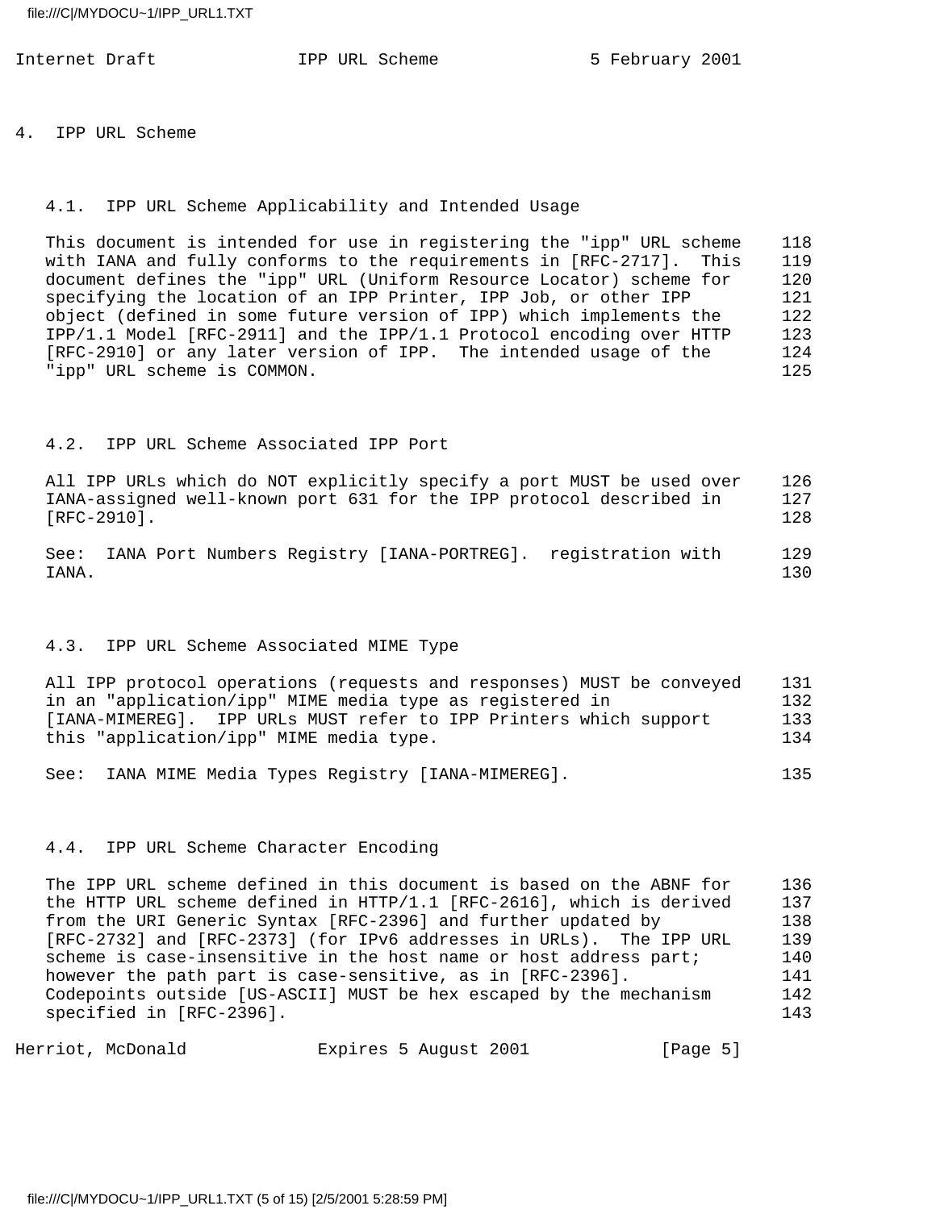# 4. IPP URL Scheme

## 4.1. IPP URL Scheme Applicability and Intended Usage

This document is intended for use in registering the "ipp" URL scheme with IANA and fully conforms to the requirements in [RFC-2717]. This document defines the "ipp" URL (Uniform Resource Locator) scheme for specifying the location of an IPP Printer, IPP Job, or other IPP object (defined in some future version of IPP) which implements the IPP/1.1 Model [RFC-2911] and the IPP/1.1 Protocol encoding over HTTP [RFC-2910] or any later version of IPP. The intended usage of the "ipp" URL scheme is COMMON.

## 4.2. IPP URL Scheme Associated IPP Port

All IPP URLs which do NOT explicitly specify a port MUST be used over IANA-assigned well-known port 631 for the IPP protocol described in [RFC-2910].

See: IANA Port Numbers Registry [IANA-PORTREG]. registration with IANA.

## 4.3. IPP URL Scheme Associated MIME Type

All IPP protocol operations (requests and responses) MUST be conveyed in an "application/ipp" MIME media type as registered in [IANA-MIMEREG]. IPP URLs MUST refer to IPP Printers which support this "application/ipp" MIME media type.

See: IANA MIME Media Types Registry [IANA-MIMEREG].

## 4.4. IPP URL Scheme Character Encoding

The IPP URL scheme defined in this document is based on the ABNF for the HTTP URL scheme defined in HTTP/1.1 [RFC-2616], which is derived from the URI Generic Syntax [RFC-2396] and further updated by [RFC-2732] and [RFC-2373] (for IPv6 addresses in URLs). The IPP URL scheme is case-insensitive in the host name or host address part; however the path part is case-sensitive, as in [RFC-2396]. Codepoints outside [US-ASCII] MUST be hex escaped by the mechanism specified in [RFC-2396].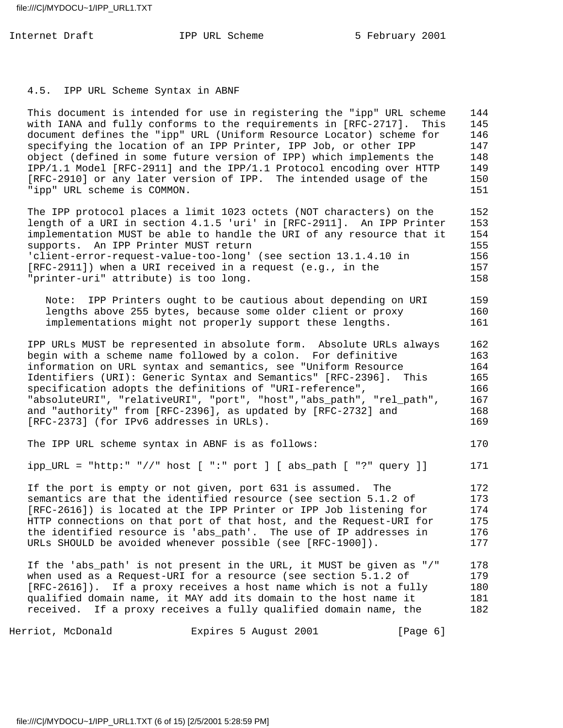### 4.5. IPP URL Scheme Syntax in ABNF

This document is intended for use in registering the "ipp" URL scheme with IANA and fully conforms to the requirements in [RFC-2717]. This document defines the "ipp" URL (Uniform Resource Locator) scheme for specifying the location of an IPP Printer, IPP Job, or other IPP object (defined in some future version of IPP) which implements the IPP/1.1 Model [RFC-2911] and the IPP/1.1 Protocol encoding over HTTP [RFC-2910] or any later version of IPP. The intended usage of the "ipp" URL scheme is COMMON.

The IPP protocol places a limit 1023 octets (NOT characters) on the length of a URI in section 4.1.5 'uri' in [RFC-2911]. An IPP Printer implementation MUST be able to handle the URI of any resource that it supports. An IPP Printer MUST return 'client-error-request-value-too-long' (see section 13.1.4.10 in [RFC-2911]) when a URI received in a request (e.g., in the "printer-uri" attribute) is too long.

> Note: IPP Printers ought to be cautious about depending on URI lengths above 255 bytes, because some older client or proxy implementations might not properly support these lengths.

IPP URLs MUST be represented in absolute form. Absolute URLs always begin with a scheme name followed by a colon. For definitive information on URL syntax and semantics, see "Uniform Resource Identifiers (URI): Generic Syntax and Semantics" [RFC-2396]. This specification adopts the definitions of "URI-reference", "absoluteURI", "relativeURI", "port", "host","abs_path", "rel_path", and "authority" from [RFC-2396], as updated by [RFC-2732] and [RFC-2373] (for IPv6 addresses in URLs).

The IPP URL scheme syntax in ABNF is as follows:

```
ipp_URL = "http:" "//" host [ ":" port ] [ abs_path [ "?" query ]]
```

If the port is empty or not given, port 631 is assumed. The semantics are that the identified resource (see section 5.1.2 of [RFC-2616]) is located at the IPP Printer or IPP Job listening for HTTP connections on that port of that host, and the Request-URI for the identified resource is 'abs_path'. The use of IP addresses in URLs SHOULD be avoided whenever possible (see [RFC-1900]).

If the 'abs_path' is not present in the URL, it MUST be given as "/" when used as a Request-URI for a resource (see section 5.1.2 of [RFC-2616]). If a proxy receives a host name which is not a fully qualified domain name, it MAY add its domain to the host name it received. If a proxy receives a fully qualified domain name, the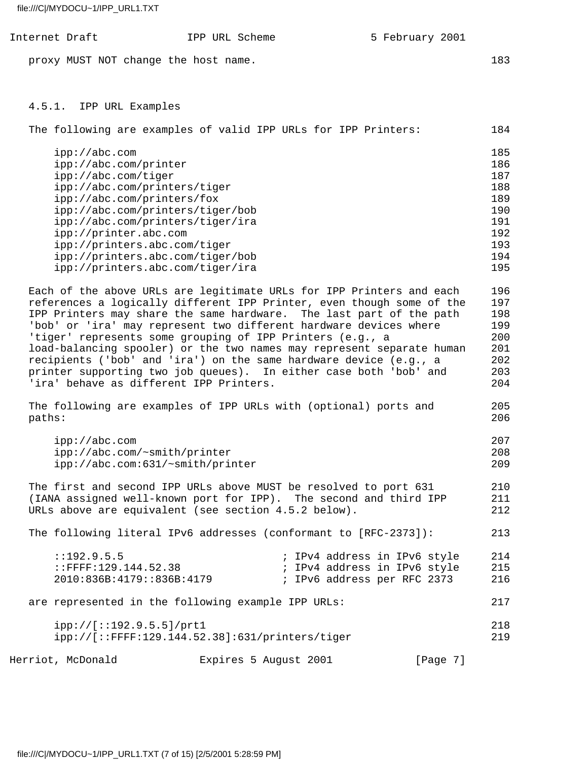proxy MUST NOT change the host name.

### 4.5.1. IPP URL Examples

The following are examples of valid IPP URLs for IPP Printers:

```
ipp://abc.com
ipp://abc.com/printer
ipp://abc.com/tiger
ipp://abc.com/printers/tiger
ipp://abc.com/printers/fox
ipp://abc.com/printers/tiger/bob
ipp://abc.com/printers/tiger/ira
ipp://printer.abc.com
ipp://printers.abc.com/tiger
ipp://printers.abc.com/tiger/bob
ipp://printers.abc.com/tiger/ira
```

Each of the above URLs are legitimate URLs for IPP Printers and each references a logically different IPP Printer, even though some of the IPP Printers may share the same hardware. The last part of the path 'bob' or 'ira' may represent two different hardware devices where 'tiger' represents some grouping of IPP Printers (e.g., a load-balancing spooler) or the two names may represent separate human recipients ('bob' and 'ira') on the same hardware device (e.g., a printer supporting two job queues). In either case both 'bob' and 'ira' behave as different IPP Printers.

The following are examples of IPP URLs with (optional) ports and paths:

```
ipp://abc.com
ipp://abc.com/~smith/printer
ipp://abc.com:631/~smith/printer
```

The first and second IPP URLs above MUST be resolved to port 631 (IANA assigned well-known port for IPP). The second and third IPP URLs above are equivalent (see section 4.5.2 below).

The following literal IPv6 addresses (conformant to [RFC-2373]):

```
::192.9.5.5                     ; IPv4 address in IPv6 style
::FFFF:129.144.52.38            ; IPv4 address in IPv6 style
2010:836B:4179::836B:4179       ; IPv6 address per RFC 2373
```

are represented in the following example IPP URLs:

```
ipp://[::192.9.5.5]/prt1
ipp://[::FFFF:129.144.52.38]:631/printers/tiger
```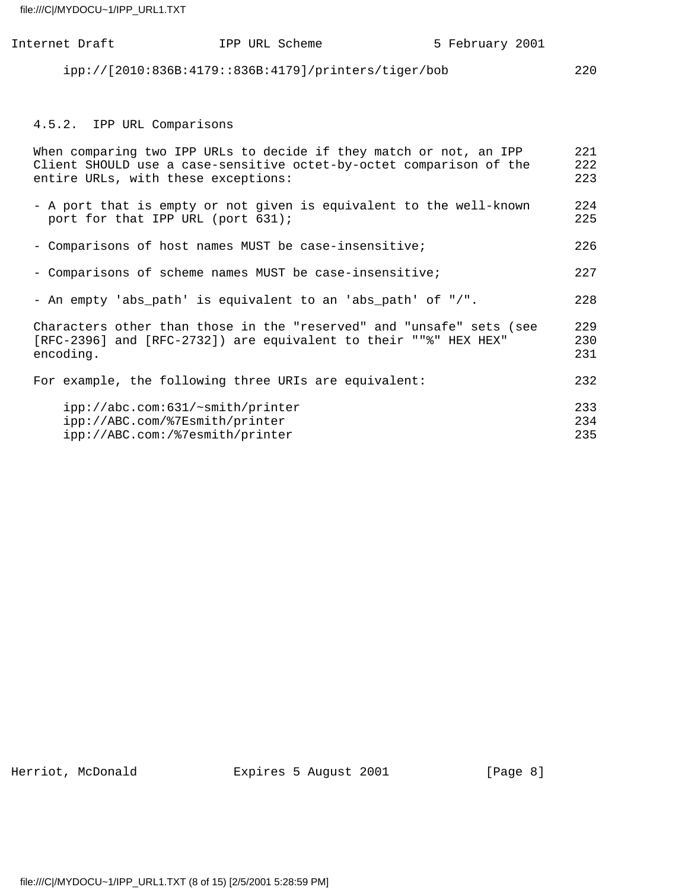```
ipp://[2010:836B:4179::836B:4179]/printers/tiger/bob
```

### 4.5.2. IPP URL Comparisons

When comparing two IPP URLs to decide if they match or not, an IPP Client SHOULD use a case-sensitive octet-by-octet comparison of the entire URLs, with these exceptions:

- A port that is empty or not given is equivalent to the well-known port for that IPP URL (port 631);
- Comparisons of host names MUST be case-insensitive;
- Comparisons of scheme names MUST be case-insensitive;
- An empty 'abs_path' is equivalent to an 'abs_path' of "/".

Characters other than those in the "reserved" and "unsafe" sets (see [RFC-2396] and [RFC-2732]) are equivalent to their ""%" HEX HEX" encoding.

For example, the following three URIs are equivalent:

```
ipp://abc.com:631/~smith/printer
ipp://ABC.com/%7Esmith/printer
ipp://ABC.com:/%7esmith/printer
```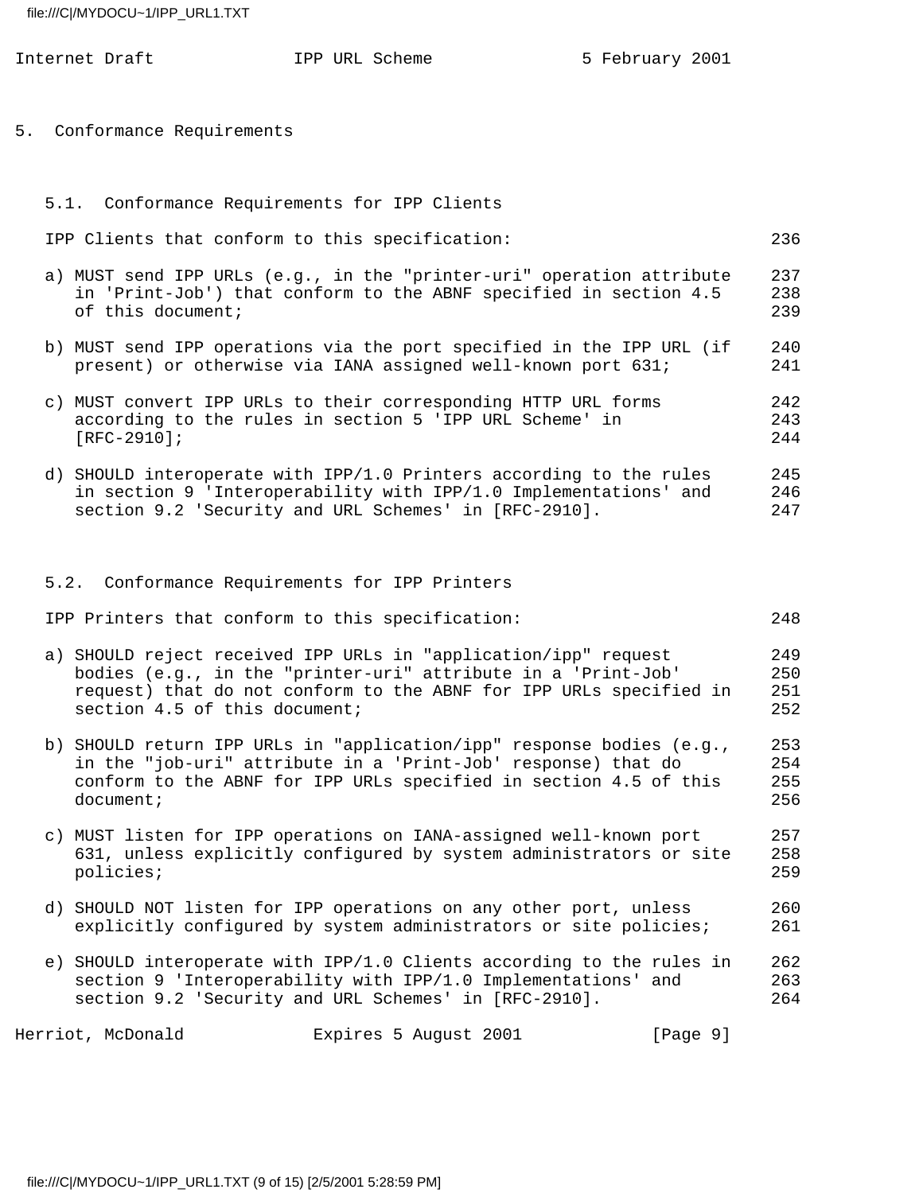# 5. Conformance Requirements

## 5.1. Conformance Requirements for IPP Clients

IPP Clients that conform to this specification:

a) MUST send IPP URLs (e.g., in the "printer-uri" operation attribute in 'Print-Job') that conform to the ABNF specified in section 4.5 of this document;

b) MUST send IPP operations via the port specified in the IPP URL (if present) or otherwise via IANA assigned well-known port 631;

c) MUST convert IPP URLs to their corresponding HTTP URL forms according to the rules in section 5 'IPP URL Scheme' in [RFC-2910];

d) SHOULD interoperate with IPP/1.0 Printers according to the rules in section 9 'Interoperability with IPP/1.0 Implementations' and section 9.2 'Security and URL Schemes' in [RFC-2910].

## 5.2. Conformance Requirements for IPP Printers

IPP Printers that conform to this specification:

a) SHOULD reject received IPP URLs in "application/ipp" request bodies (e.g., in the "printer-uri" attribute in a 'Print-Job' request) that do not conform to the ABNF for IPP URLs specified in section 4.5 of this document;

b) SHOULD return IPP URLs in "application/ipp" response bodies (e.g., in the "job-uri" attribute in a 'Print-Job' response) that do conform to the ABNF for IPP URLs specified in section 4.5 of this document;

c) MUST listen for IPP operations on IANA-assigned well-known port 631, unless explicitly configured by system administrators or site policies;

d) SHOULD NOT listen for IPP operations on any other port, unless explicitly configured by system administrators or site policies;

e) SHOULD interoperate with IPP/1.0 Clients according to the rules in section 9 'Interoperability with IPP/1.0 Implementations' and section 9.2 'Security and URL Schemes' in [RFC-2910].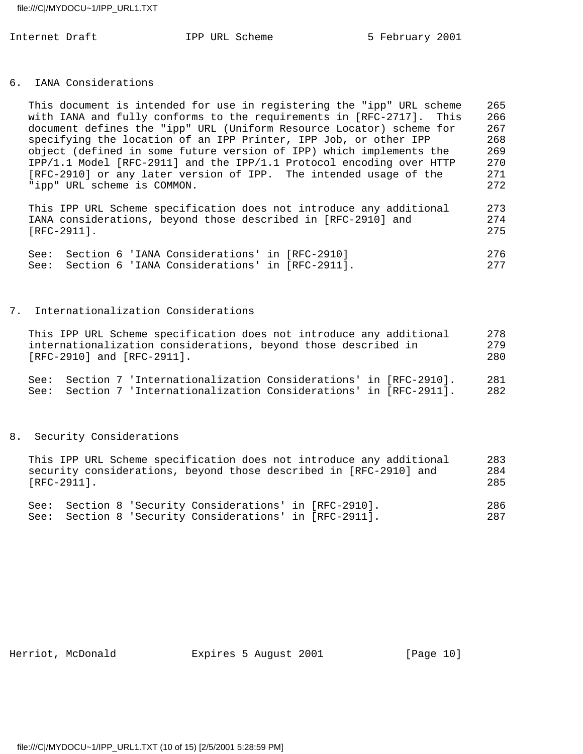## 6. IANA Considerations

This document is intended for use in registering the "ipp" URL scheme with IANA and fully conforms to the requirements in [RFC-2717]. This document defines the "ipp" URL (Uniform Resource Locator) scheme for specifying the location of an IPP Printer, IPP Job, or other IPP object (defined in some future version of IPP) which implements the IPP/1.1 Model [RFC-2911] and the IPP/1.1 Protocol encoding over HTTP [RFC-2910] or any later version of IPP. The intended usage of the "ipp" URL scheme is COMMON.

This IPP URL Scheme specification does not introduce any additional IANA considerations, beyond those described in [RFC-2910] and [RFC-2911].

See: Section 6 'IANA Considerations' in [RFC-2910]
See: Section 6 'IANA Considerations' in [RFC-2911].

## 7. Internationalization Considerations

This IPP URL Scheme specification does not introduce any additional internationalization considerations, beyond those described in [RFC-2910] and [RFC-2911].

See: Section 7 'Internationalization Considerations' in [RFC-2910].
See: Section 7 'Internationalization Considerations' in [RFC-2911].

## 8. Security Considerations

This IPP URL Scheme specification does not introduce any additional security considerations, beyond those described in [RFC-2910] and [RFC-2911].

See: Section 8 'Security Considerations' in [RFC-2910].
See: Section 8 'Security Considerations' in [RFC-2911].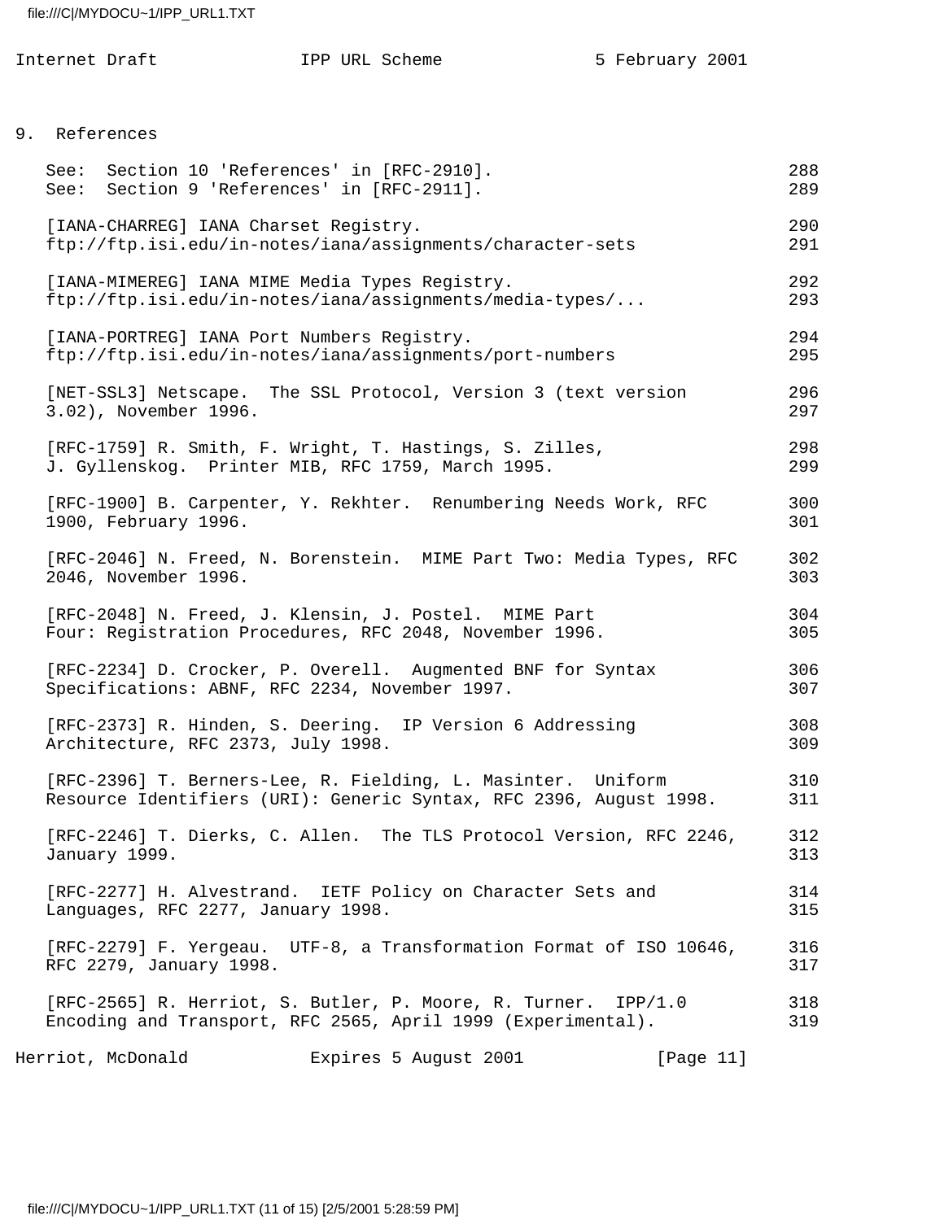## 9. References

See: Section 10 'References' in [RFC-2910].
See: Section 9 'References' in [RFC-2911].

[IANA-CHARREG] IANA Charset Registry.
ftp://ftp.isi.edu/in-notes/iana/assignments/character-sets

[IANA-MIMEREG] IANA MIME Media Types Registry.
ftp://ftp.isi.edu/in-notes/iana/assignments/media-types/...

[IANA-PORTREG] IANA Port Numbers Registry.
ftp://ftp.isi.edu/in-notes/iana/assignments/port-numbers

[NET-SSL3] Netscape. The SSL Protocol, Version 3 (text version 3.02), November 1996.

[RFC-1759] R. Smith, F. Wright, T. Hastings, S. Zilles, J. Gyllenskog. Printer MIB, RFC 1759, March 1995.

[RFC-1900] B. Carpenter, Y. Rekhter. Renumbering Needs Work, RFC 1900, February 1996.

[RFC-2046] N. Freed, N. Borenstein. MIME Part Two: Media Types, RFC 2046, November 1996.

[RFC-2048] N. Freed, J. Klensin, J. Postel. MIME Part Four: Registration Procedures, RFC 2048, November 1996.

[RFC-2234] D. Crocker, P. Overell. Augmented BNF for Syntax Specifications: ABNF, RFC 2234, November 1997.

[RFC-2373] R. Hinden, S. Deering. IP Version 6 Addressing Architecture, RFC 2373, July 1998.

[RFC-2396] T. Berners-Lee, R. Fielding, L. Masinter. Uniform Resource Identifiers (URI): Generic Syntax, RFC 2396, August 1998.

[RFC-2246] T. Dierks, C. Allen. The TLS Protocol Version, RFC 2246, January 1999.

[RFC-2277] H. Alvestrand. IETF Policy on Character Sets and Languages, RFC 2277, January 1998.

[RFC-2279] F. Yergeau. UTF-8, a Transformation Format of ISO 10646, RFC 2279, January 1998.

[RFC-2565] R. Herriot, S. Butler, P. Moore, R. Turner. IPP/1.0 Encoding and Transport, RFC 2565, April 1999 (Experimental).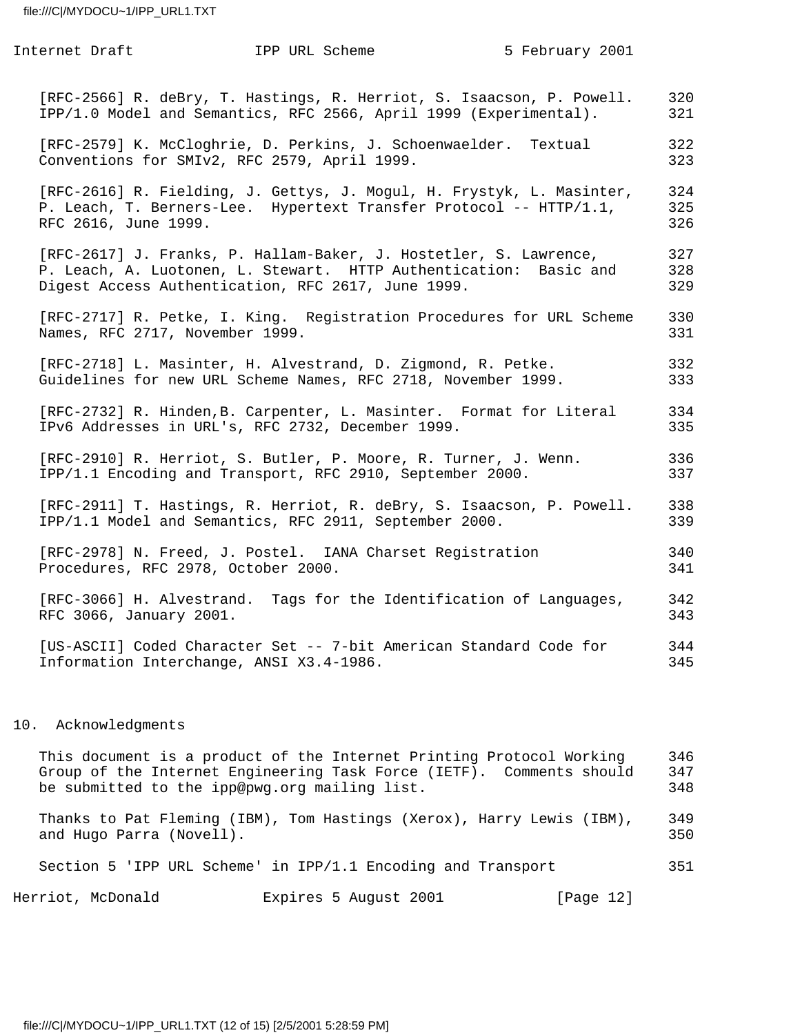[RFC-2566] R. deBry, T. Hastings, R. Herriot, S. Isaacson, P. Powell. IPP/1.0 Model and Semantics, RFC 2566, April 1999 (Experimental).

[RFC-2579] K. McCloghrie, D. Perkins, J. Schoenwaelder. Textual Conventions for SMIv2, RFC 2579, April 1999.

[RFC-2616] R. Fielding, J. Gettys, J. Mogul, H. Frystyk, L. Masinter, P. Leach, T. Berners-Lee. Hypertext Transfer Protocol -- HTTP/1.1, RFC 2616, June 1999.

[RFC-2617] J. Franks, P. Hallam-Baker, J. Hostetler, S. Lawrence, P. Leach, A. Luotonen, L. Stewart. HTTP Authentication: Basic and Digest Access Authentication, RFC 2617, June 1999.

[RFC-2717] R. Petke, I. King. Registration Procedures for URL Scheme Names, RFC 2717, November 1999.

[RFC-2718] L. Masinter, H. Alvestrand, D. Zigmond, R. Petke. Guidelines for new URL Scheme Names, RFC 2718, November 1999.

[RFC-2732] R. Hinden,B. Carpenter, L. Masinter. Format for Literal IPv6 Addresses in URL's, RFC 2732, December 1999.

[RFC-2910] R. Herriot, S. Butler, P. Moore, R. Turner, J. Wenn. IPP/1.1 Encoding and Transport, RFC 2910, September 2000.

[RFC-2911] T. Hastings, R. Herriot, R. deBry, S. Isaacson, P. Powell. IPP/1.1 Model and Semantics, RFC 2911, September 2000.

[RFC-2978] N. Freed, J. Postel. IANA Charset Registration Procedures, RFC 2978, October 2000.

[RFC-3066] H. Alvestrand. Tags for the Identification of Languages, RFC 3066, January 2001.

[US-ASCII] Coded Character Set -- 7-bit American Standard Code for Information Interchange, ANSI X3.4-1986.

## 10. Acknowledgments

This document is a product of the Internet Printing Protocol Working Group of the Internet Engineering Task Force (IETF). Comments should be submitted to the ipp@pwg.org mailing list.

Thanks to Pat Fleming (IBM), Tom Hastings (Xerox), Harry Lewis (IBM), and Hugo Parra (Novell).

Section 5 'IPP URL Scheme' in IPP/1.1 Encoding and Transport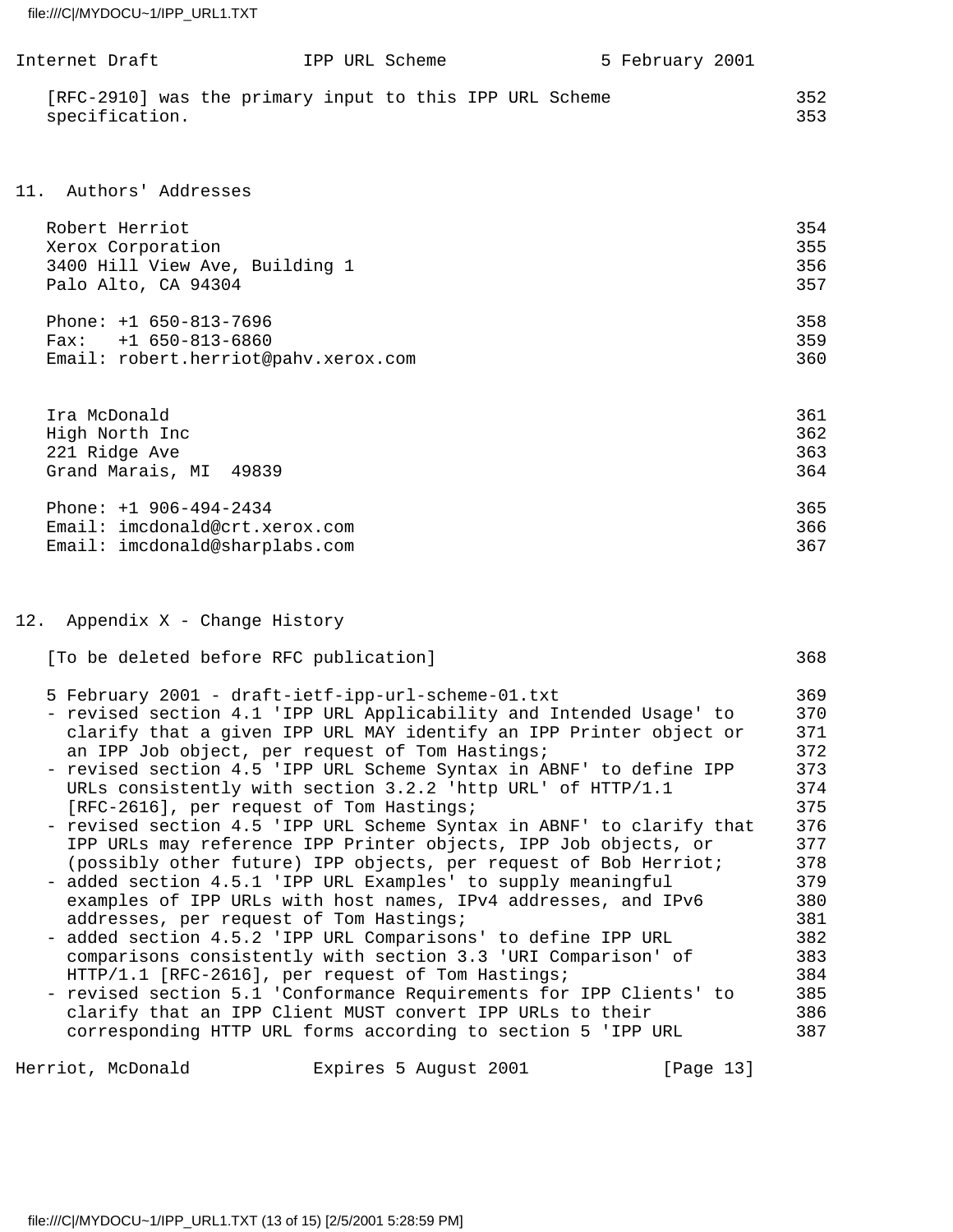[RFC-2910] was the primary input to this IPP URL Scheme specification.

## 11. Authors' Addresses

Robert Herriot
Xerox Corporation
3400 Hill View Ave, Building 1
Palo Alto, CA 94304

Phone: +1 650-813-7696
Fax: +1 650-813-6860
Email: robert.herriot@pahv.xerox.com

Ira McDonald
High North Inc
221 Ridge Ave
Grand Marais, MI 49839

Phone: +1 906-494-2434
Email: imcdonald@crt.xerox.com
Email: imcdonald@sharplabs.com

## 12. Appendix X - Change History

[To be deleted before RFC publication]

5 February 2001 - draft-ietf-ipp-url-scheme-01.txt

- revised section 4.1 'IPP URL Applicability and Intended Usage' to clarify that a given IPP URL MAY identify an IPP Printer object or an IPP Job object, per request of Tom Hastings;
- revised section 4.5 'IPP URL Scheme Syntax in ABNF' to define IPP URLs consistently with section 3.2.2 'http URL' of HTTP/1.1 [RFC-2616], per request of Tom Hastings;
- revised section 4.5 'IPP URL Scheme Syntax in ABNF' to clarify that IPP URLs may reference IPP Printer objects, IPP Job objects, or (possibly other future) IPP objects, per request of Bob Herriot;
- added section 4.5.1 'IPP URL Examples' to supply meaningful examples of IPP URLs with host names, IPv4 addresses, and IPv6 addresses, per request of Tom Hastings;
- added section 4.5.2 'IPP URL Comparisons' to define IPP URL comparisons consistently with section 3.3 'URI Comparison' of HTTP/1.1 [RFC-2616], per request of Tom Hastings;
- revised section 5.1 'Conformance Requirements for IPP Clients' to clarify that an IPP Client MUST convert IPP URLs to their corresponding HTTP URL forms according to section 5 'IPP URL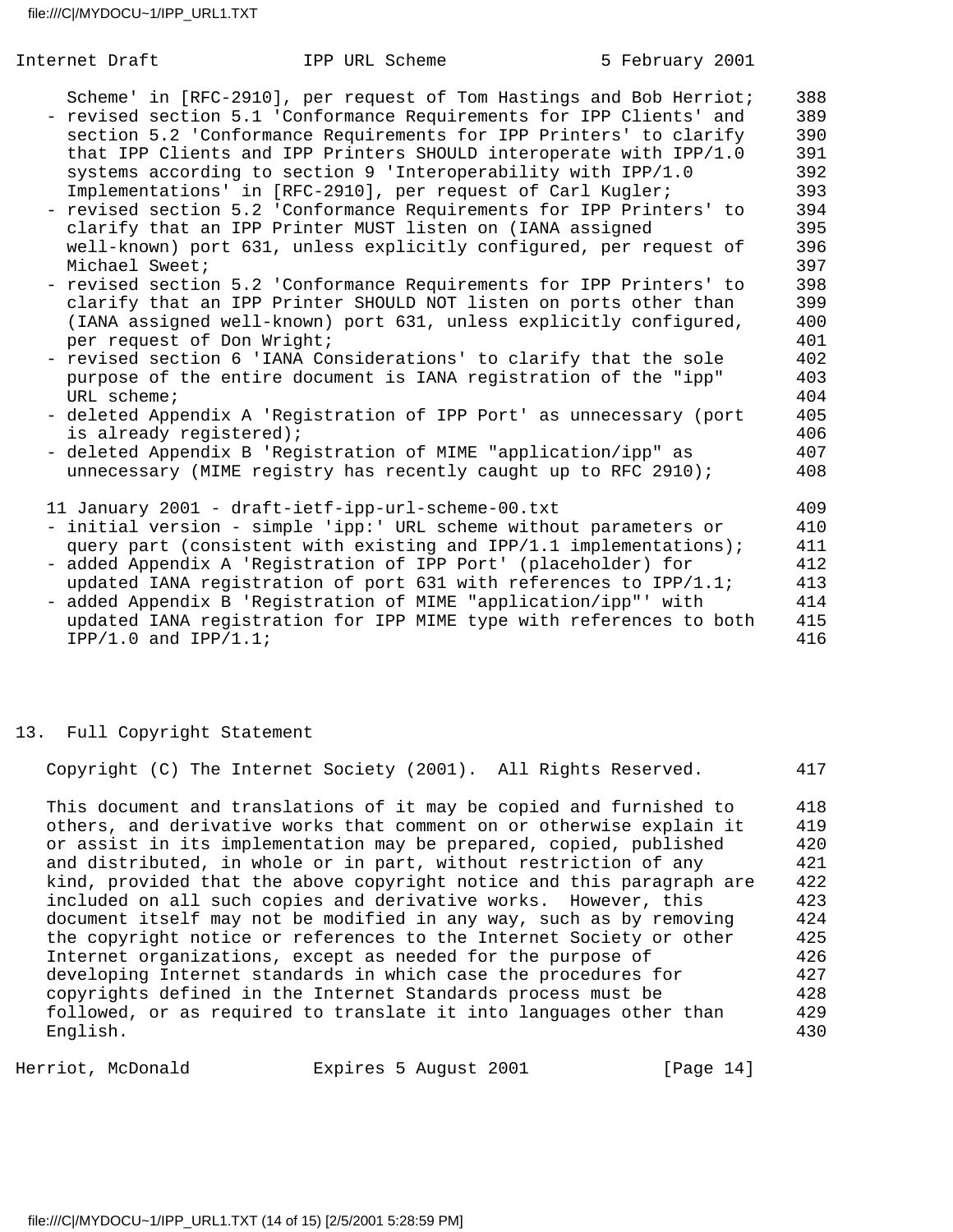Scheme' in [RFC-2910], per request of Tom Hastings and Bob Herriot;

- revised section 5.1 'Conformance Requirements for IPP Clients' and section 5.2 'Conformance Requirements for IPP Printers' to clarify that IPP Clients and IPP Printers SHOULD interoperate with IPP/1.0 systems according to section 9 'Interoperability with IPP/1.0 Implementations' in [RFC-2910], per request of Carl Kugler;
- revised section 5.2 'Conformance Requirements for IPP Printers' to clarify that an IPP Printer MUST listen on (IANA assigned well-known) port 631, unless explicitly configured, per request of Michael Sweet;
- revised section 5.2 'Conformance Requirements for IPP Printers' to clarify that an IPP Printer SHOULD NOT listen on ports other than (IANA assigned well-known) port 631, unless explicitly configured, per request of Don Wright;
- revised section 6 'IANA Considerations' to clarify that the sole purpose of the entire document is IANA registration of the "ipp" URL scheme;
- deleted Appendix A 'Registration of IPP Port' as unnecessary (port is already registered);
- deleted Appendix B 'Registration of MIME "application/ipp" as unnecessary (MIME registry has recently caught up to RFC 2910);

11 January 2001 - draft-ietf-ipp-url-scheme-00.txt

- initial version - simple 'ipp:' URL scheme without parameters or query part (consistent with existing and IPP/1.1 implementations);
- added Appendix A 'Registration of IPP Port' (placeholder) for updated IANA registration of port 631 with references to IPP/1.1;
- added Appendix B 'Registration of MIME "application/ipp"' with updated IANA registration for IPP MIME type with references to both IPP/1.0 and IPP/1.1;

## 13. Full Copyright Statement

Copyright (C) The Internet Society (2001). All Rights Reserved.

This document and translations of it may be copied and furnished to others, and derivative works that comment on or otherwise explain it or assist in its implementation may be prepared, copied, published and distributed, in whole or in part, without restriction of any kind, provided that the above copyright notice and this paragraph are included on all such copies and derivative works. However, this document itself may not be modified in any way, such as by removing the copyright notice or references to the Internet Society or other Internet organizations, except as needed for the purpose of developing Internet standards in which case the procedures for copyrights defined in the Internet Standards process must be followed, or as required to translate it into languages other than English.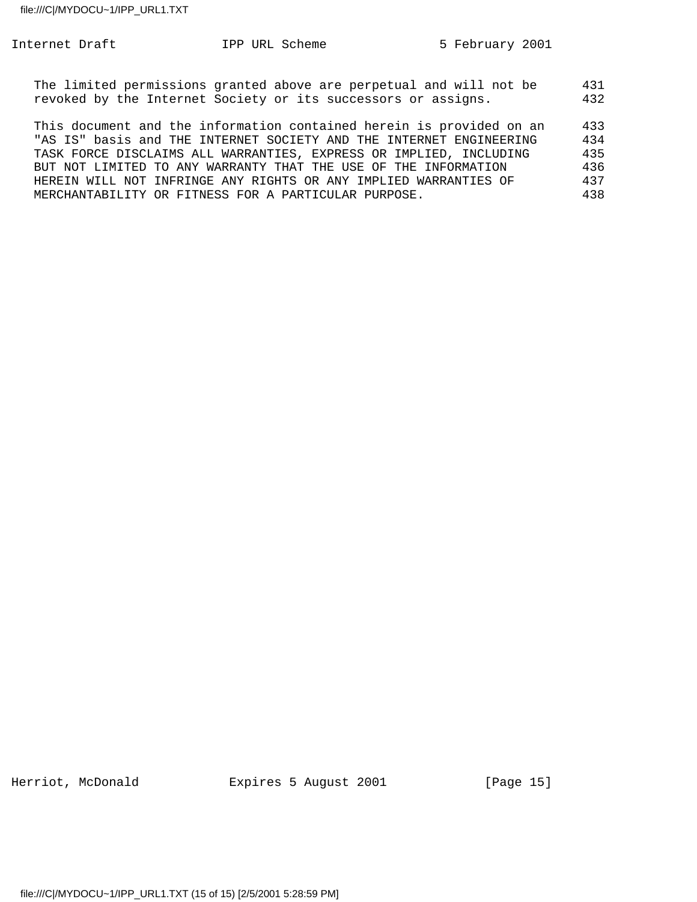The limited permissions granted above are perpetual and will not be revoked by the Internet Society or its successors or assigns.

This document and the information contained herein is provided on an "AS IS" basis and THE INTERNET SOCIETY AND THE INTERNET ENGINEERING TASK FORCE DISCLAIMS ALL WARRANTIES, EXPRESS OR IMPLIED, INCLUDING BUT NOT LIMITED TO ANY WARRANTY THAT THE USE OF THE INFORMATION HEREIN WILL NOT INFRINGE ANY RIGHTS OR ANY IMPLIED WARRANTIES OF MERCHANTABILITY OR FITNESS FOR A PARTICULAR PURPOSE.